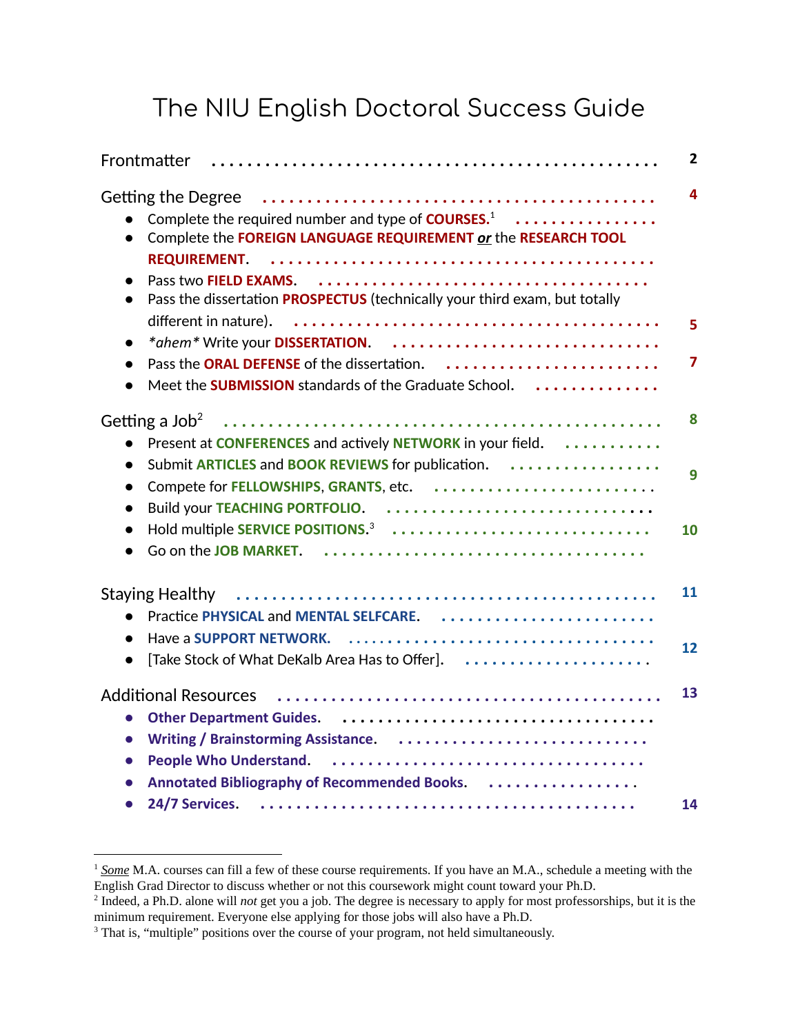# The NIU English Doctoral Success Guide

| Section | Page |
| --- | --- |
| Frontmatter | 2 |
| **Getting the Degree** | 4 |
| • Complete the required number and type of **COURSES.**[1] | |
| • Complete the **FOREIGN LANGUAGE REQUIREMENT** ***or*** the **RESEARCH TOOL REQUIREMENT**. | |
| • Pass two **FIELD EXAMS**. | |
| • Pass the dissertation **PROSPECTUS** (technically your third exam, but totally different in nature). | 5 |
| • *\*ahem\** Write your **DISSERTATION**. | |
| • Pass the **ORAL DEFENSE** of the dissertation. | 7 |
| • Meet the **SUBMISSION** standards of the Graduate School. | |
| **Getting a Job**[2] | 8 |
| • Present at **CONFERENCES** and actively **NETWORK** in your field. | |
| • Submit **ARTICLES** and **BOOK REVIEWS** for publication. | 9 |
| • Compete for **FELLOWSHIPS**, **GRANTS**, etc. | |
| • Build your **TEACHING PORTFOLIO**. | |
| • Hold multiple **SERVICE POSITIONS**.[3] | 10 |
| • Go on the **JOB MARKET**. | |
| **Staying Healthy** | 11 |
| • Practice **PHYSICAL** and **MENTAL SELFCARE**. | |
| • Have a **SUPPORT NETWORK.** | 12 |
| • [Take Stock of What DeKalb Area Has to Offer]. | |
| **Additional Resources** | 13 |
| • **Other Department Guides**. | |
| • **Writing / Brainstorming Assistance**. | |
| • **People Who Understand**. | |
| • **Annotated Bibliography of Recommended Books**. | |
| • **24/7 Services**. | 14 |

---

[1] *Some* M.A. courses can fill a few of these course requirements. If you have an M.A., schedule a meeting with the English Grad Director to discuss whether or not this coursework might count toward your Ph.D.

[2] Indeed, a Ph.D. alone will *not* get you a job. The degree is necessary to apply for most professorships, but it is the minimum requirement. Everyone else applying for those jobs will also have a Ph.D.

[3] That is, "multiple" positions over the course of your program, not held simultaneously.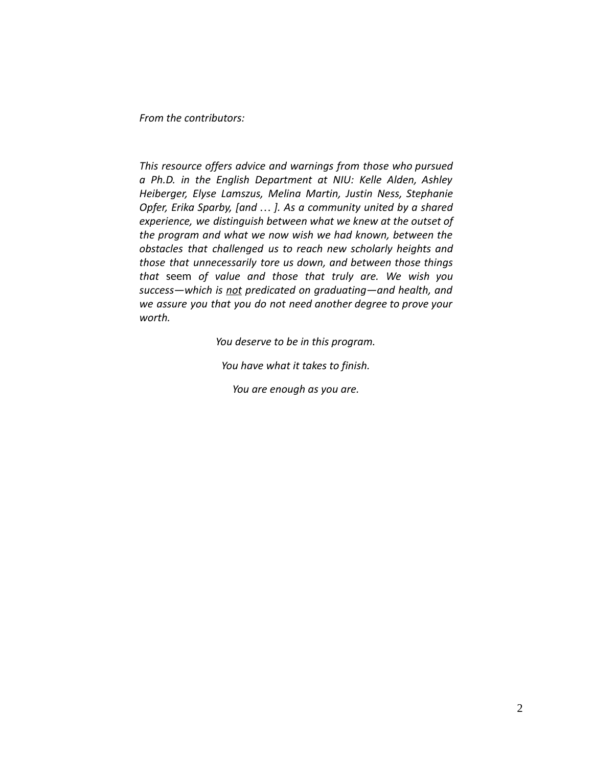*From the contributors:*

*This resource offers advice and warnings from those who pursued a Ph.D. in the English Department at NIU: Kelle Alden, Ashley Heiberger, Elyse Lamszus, Melina Martin, Justin Ness, Stephanie Opfer, Erika Sparby, [and … ]. As a community united by a shared experience, we distinguish between what we knew at the outset of the program and what we now wish we had known, between the obstacles that challenged us to reach new scholarly heights and those that unnecessarily tore us down, and between those things that* seem *of value and those that truly are. We wish you success—which is <u>not</u> predicated on graduating—and health, and we assure you that you do not need another degree to prove your worth.*

*You deserve to be in this program.*

*You have what it takes to finish.*

*You are enough as you are.*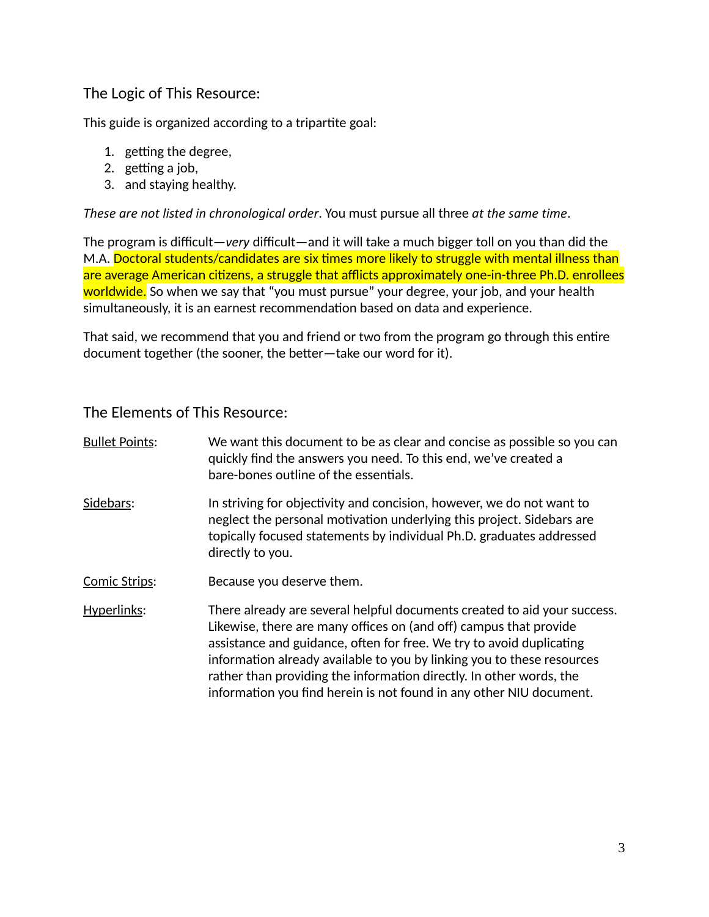## The Logic of This Resource:

This guide is organized according to a tripartite goal:

1. getting the degree,
2. getting a job,
3. and staying healthy.

*These are not listed in chronological order*. You must pursue all three *at the same time*.

The program is difficult—*very* difficult—and it will take a much bigger toll on you than did the M.A. Doctoral students/candidates are six times more likely to struggle with mental illness than are average American citizens, a struggle that afflicts approximately one-in-three Ph.D. enrollees worldwide. So when we say that "you must pursue" your degree, your job, and your health simultaneously, it is an earnest recommendation based on data and experience.

That said, we recommend that you and friend or two from the program go through this entire document together (the sooner, the better—take our word for it).

## The Elements of This Resource:

Bullet Points: We want this document to be as clear and concise as possible so you can quickly find the answers you need. To this end, we've created a bare-bones outline of the essentials.

Sidebars: In striving for objectivity and concision, however, we do not want to neglect the personal motivation underlying this project. Sidebars are topically focused statements by individual Ph.D. graduates addressed directly to you.

Comic Strips: Because you deserve them.

Hyperlinks: There already are several helpful documents created to aid your success. Likewise, there are many offices on (and off) campus that provide assistance and guidance, often for free. We try to avoid duplicating information already available to you by linking you to these resources rather than providing the information directly. In other words, the information you find herein is not found in any other NIU document.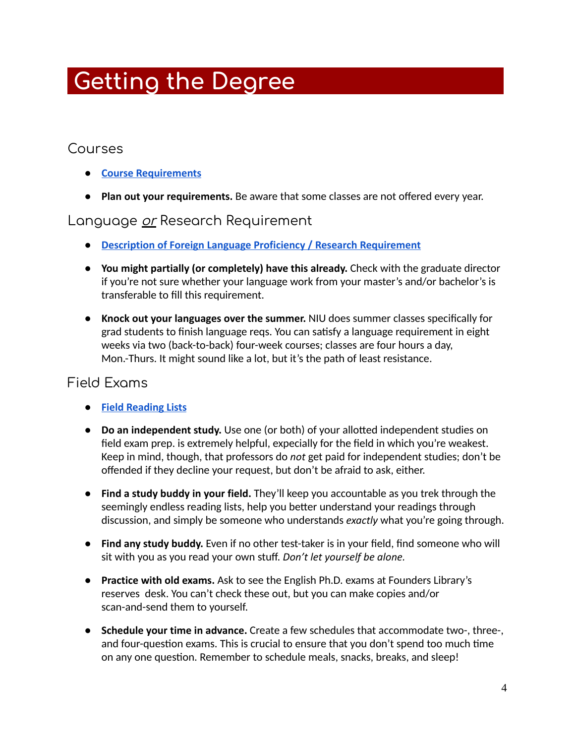# Getting the Degree

## Courses

- **Course Requirements**
- **Plan out your requirements.** Be aware that some classes are not offered every year.

## Language *or* Research Requirement

- **Description of Foreign Language Proficiency / Research Requirement**
- **You might partially (or completely) have this already.** Check with the graduate director if you're not sure whether your language work from your master's and/or bachelor's is transferable to fill this requirement.
- **Knock out your languages over the summer.** NIU does summer classes specifically for grad students to finish language reqs. You can satisfy a language requirement in eight weeks via two (back-to-back) four-week courses; classes are four hours a day, Mon.-Thurs. It might sound like a lot, but it's the path of least resistance.

## Field Exams

- **Field Reading Lists**
- **Do an independent study.** Use one (or both) of your allotted independent studies on field exam prep. is extremely helpful, expecially for the field in which you're weakest. Keep in mind, though, that professors do *not* get paid for independent studies; don't be offended if they decline your request, but don't be afraid to ask, either.
- **Find a study buddy in your field.** They'll keep you accountable as you trek through the seemingly endless reading lists, help you better understand your readings through discussion, and simply be someone who understands *exactly* what you're going through.
- **Find any study buddy.** Even if no other test-taker is in your field, find someone who will sit with you as you read your own stuff. *Don't let yourself be alone.*
- **Practice with old exams.** Ask to see the English Ph.D. exams at Founders Library's reserves desk. You can't check these out, but you can make copies and/or scan-and-send them to yourself.
- **Schedule your time in advance.** Create a few schedules that accommodate two-, three-, and four-question exams. This is crucial to ensure that you don't spend too much time on any one question. Remember to schedule meals, snacks, breaks, and sleep!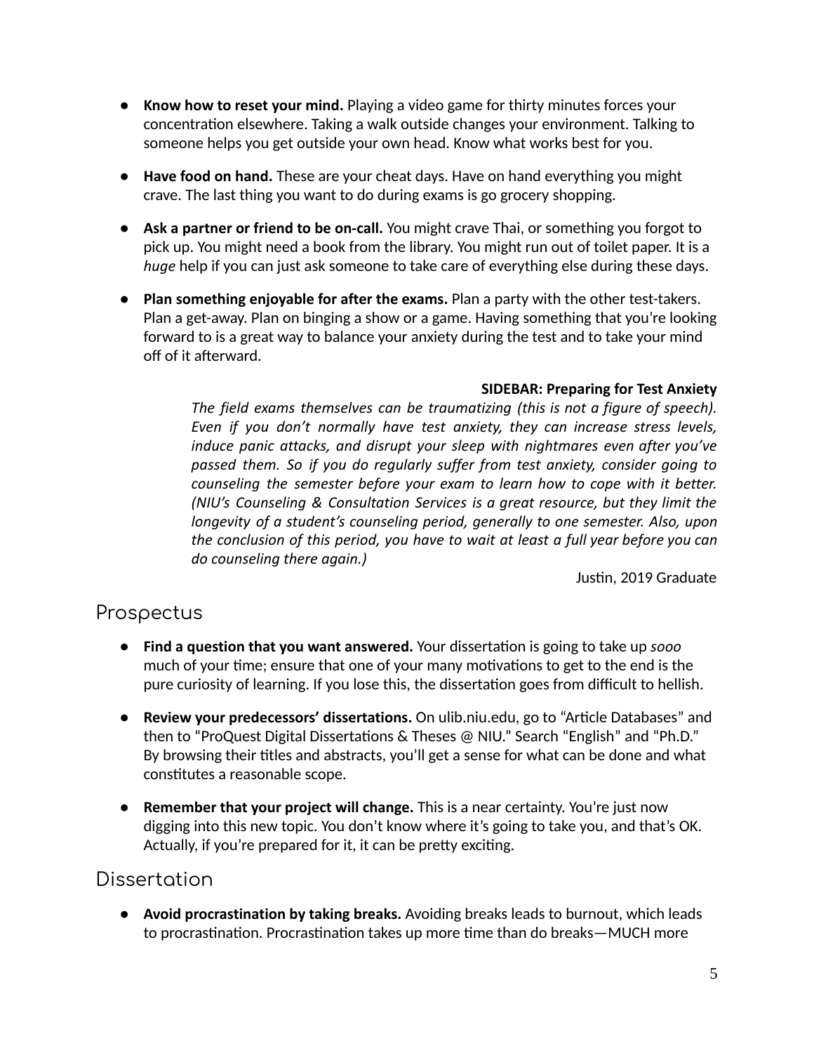- **Know how to reset your mind.** Playing a video game for thirty minutes forces your concentration elsewhere. Taking a walk outside changes your environment. Talking to someone helps you get outside your own head. Know what works best for you.

- **Have food on hand.** These are your cheat days. Have on hand everything you might crave. The last thing you want to do during exams is go grocery shopping.

- **Ask a partner or friend to be on-call.** You might crave Thai, or something you forgot to pick up. You might need a book from the library. You might run out of toilet paper. It is a *huge* help if you can just ask someone to take care of everything else during these days.

- **Plan something enjoyable for after the exams.** Plan a party with the other test-takers. Plan a get-away. Plan on binging a show or a game. Having something that you're looking forward to is a great way to balance your anxiety during the test and to take your mind off of it afterward.

> **SIDEBAR: Preparing for Test Anxiety**
>
> *The field exams themselves can be traumatizing (this is not a figure of speech). Even if you don't normally have test anxiety, they can increase stress levels, induce panic attacks, and disrupt your sleep with nightmares even after you've passed them. So if you do regularly suffer from test anxiety, consider going to counseling the semester before your exam to learn how to cope with it better. (NIU's Counseling & Consultation Services is a great resource, but they limit the longevity of a student's counseling period, generally to one semester. Also, upon the conclusion of this period, you have to wait at least a full year before you can do counseling there again.)*
>
> Justin, 2019 Graduate

## Prospectus

- **Find a question that you want answered.** Your dissertation is going to take up *sooo* much of your time; ensure that one of your many motivations to get to the end is the pure curiosity of learning. If you lose this, the dissertation goes from difficult to hellish.

- **Review your predecessors' dissertations.** On ulib.niu.edu, go to "Article Databases" and then to "ProQuest Digital Dissertations & Theses @ NIU." Search "English" and "Ph.D." By browsing their titles and abstracts, you'll get a sense for what can be done and what constitutes a reasonable scope.

- **Remember that your project will change.** This is a near certainty. You're just now digging into this new topic. You don't know where it's going to take you, and that's OK. Actually, if you're prepared for it, it can be pretty exciting.

## Dissertation

- **Avoid procrastination by taking breaks.** Avoiding breaks leads to burnout, which leads to procrastination. Procrastination takes up more time than do breaks—MUCH more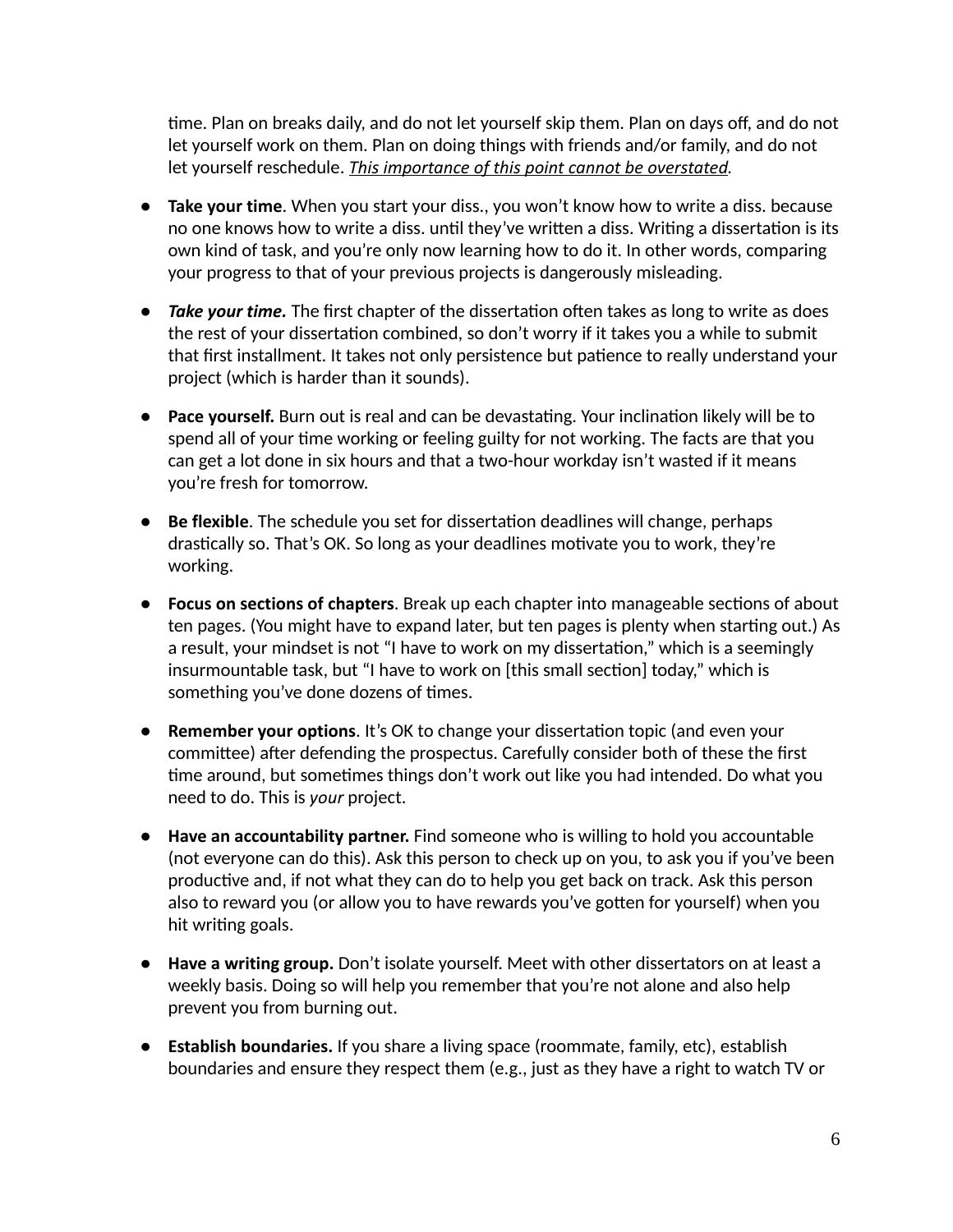time. Plan on breaks daily, and do not let yourself skip them. Plan on days off, and do not let yourself work on them. Plan on doing things with friends and/or family, and do not let yourself reschedule. <u>*This importance of this point cannot be overstated*</u>.

- **Take your time**. When you start your diss., you won't know how to write a diss. because no one knows how to write a diss. until they've written a diss. Writing a dissertation is its own kind of task, and you're only now learning how to do it. In other words, comparing your progress to that of your previous projects is dangerously misleading.

- ***Take your time.*** The first chapter of the dissertation often takes as long to write as does the rest of your dissertation combined, so don't worry if it takes you a while to submit that first installment. It takes not only persistence but patience to really understand your project (which is harder than it sounds).

- **Pace yourself.** Burn out is real and can be devastating. Your inclination likely will be to spend all of your time working or feeling guilty for not working. The facts are that you can get a lot done in six hours and that a two-hour workday isn't wasted if it means you're fresh for tomorrow.

- **Be flexible**. The schedule you set for dissertation deadlines will change, perhaps drastically so. That's OK. So long as your deadlines motivate you to work, they're working.

- **Focus on sections of chapters**. Break up each chapter into manageable sections of about ten pages. (You might have to expand later, but ten pages is plenty when starting out.) As a result, your mindset is not "I have to work on my dissertation," which is a seemingly insurmountable task, but "I have to work on [this small section] today," which is something you've done dozens of times.

- **Remember your options**. It's OK to change your dissertation topic (and even your committee) after defending the prospectus. Carefully consider both of these the first time around, but sometimes things don't work out like you had intended. Do what you need to do. This is *your* project.

- **Have an accountability partner.** Find someone who is willing to hold you accountable (not everyone can do this). Ask this person to check up on you, to ask you if you've been productive and, if not what they can do to help you get back on track. Ask this person also to reward you (or allow you to have rewards you've gotten for yourself) when you hit writing goals.

- **Have a writing group.** Don't isolate yourself. Meet with other dissertators on at least a weekly basis. Doing so will help you remember that you're not alone and also help prevent you from burning out.

- **Establish boundaries.** If you share a living space (roommate, family, etc), establish boundaries and ensure they respect them (e.g., just as they have a right to watch TV or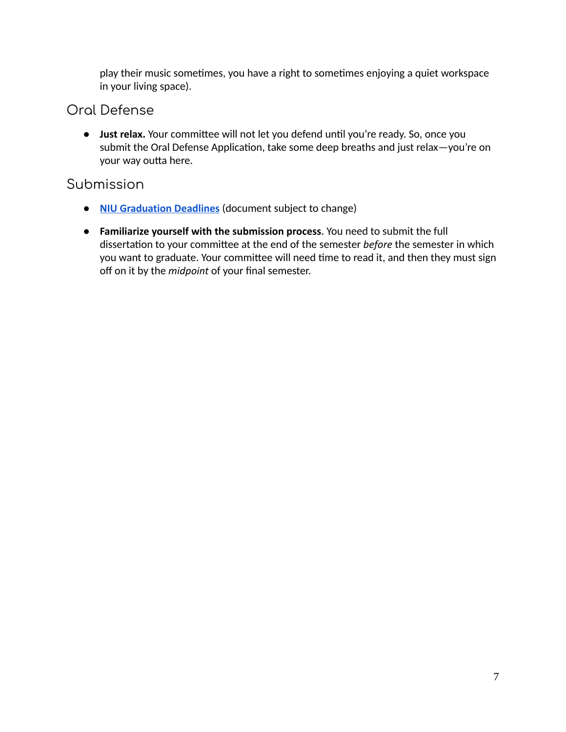play their music sometimes, you have a right to sometimes enjoying a quiet workspace in your living space).

## Oral Defense

- **Just relax.** Your committee will not let you defend until you're ready. So, once you submit the Oral Defense Application, take some deep breaths and just relax—you're on your way outta here.

## Submission

- **NIU Graduation Deadlines** (document subject to change)

- **Familiarize yourself with the submission process**. You need to submit the full dissertation to your committee at the end of the semester *before* the semester in which you want to graduate. Your committee will need time to read it, and then they must sign off on it by the *midpoint* of your final semester.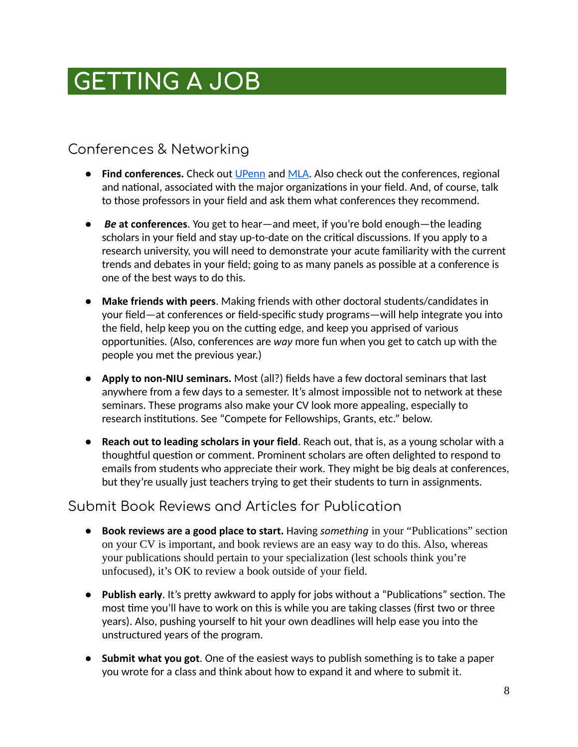# GETTING A JOB

## Conferences & Networking

- **Find conferences.** Check out UPenn and MLA. Also check out the conferences, regional and national, associated with the major organizations in your field. And, of course, talk to those professors in your field and ask them what conferences they recommend.

- ***Be* at conferences**. You get to hear—and meet, if you're bold enough—the leading scholars in your field and stay up-to-date on the critical discussions. If you apply to a research university, you will need to demonstrate your acute familiarity with the current trends and debates in your field; going to as many panels as possible at a conference is one of the best ways to do this.

- **Make friends with peers**. Making friends with other doctoral students/candidates in your field—at conferences or field-specific study programs—will help integrate you into the field, help keep you on the cutting edge, and keep you apprised of various opportunities. (Also, conferences are *way* more fun when you get to catch up with the people you met the previous year.)

- **Apply to non-NIU seminars.** Most (all?) fields have a few doctoral seminars that last anywhere from a few days to a semester. It's almost impossible not to network at these seminars. These programs also make your CV look more appealing, especially to research institutions. See "Compete for Fellowships, Grants, etc." below.

- **Reach out to leading scholars in your field**. Reach out, that is, as a young scholar with a thoughtful question or comment. Prominent scholars are often delighted to respond to emails from students who appreciate their work. They might be big deals at conferences, but they're usually just teachers trying to get their students to turn in assignments.

## Submit Book Reviews and Articles for Publication

- **Book reviews are a good place to start.** Having *something* in your "Publications" section on your CV is important, and book reviews are an easy way to do this. Also, whereas your publications should pertain to your specialization (lest schools think you're unfocused), it's OK to review a book outside of your field.

- **Publish early**. It's pretty awkward to apply for jobs without a "Publications" section. The most time you'll have to work on this is while you are taking classes (first two or three years). Also, pushing yourself to hit your own deadlines will help ease you into the unstructured years of the program.

- **Submit what you got**. One of the easiest ways to publish something is to take a paper you wrote for a class and think about how to expand it and where to submit it.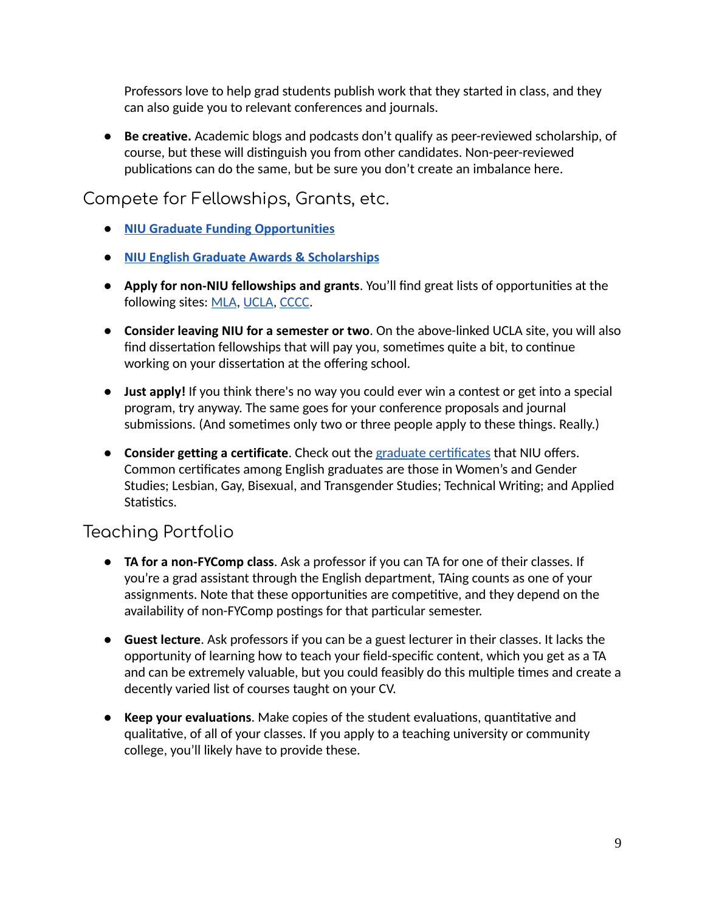Professors love to help grad students publish work that they started in class, and they can also guide you to relevant conferences and journals.

- **Be creative.** Academic blogs and podcasts don't qualify as peer-reviewed scholarship, of course, but these will distinguish you from other candidates. Non-peer-reviewed publications can do the same, but be sure you don't create an imbalance here.

## Compete for Fellowships, Grants, etc.

- **NIU Graduate Funding Opportunities**
- **NIU English Graduate Awards & Scholarships**
- **Apply for non-NIU fellowships and grants**. You'll find great lists of opportunities at the following sites: MLA, UCLA, CCCC.
- **Consider leaving NIU for a semester or two**. On the above-linked UCLA site, you will also find dissertation fellowships that will pay you, sometimes quite a bit, to continue working on your dissertation at the offering school.
- **Just apply!** If you think there's no way you could ever win a contest or get into a special program, try anyway. The same goes for your conference proposals and journal submissions. (And sometimes only two or three people apply to these things. Really.)
- **Consider getting a certificate**. Check out the graduate certificates that NIU offers. Common certificates among English graduates are those in Women's and Gender Studies; Lesbian, Gay, Bisexual, and Transgender Studies; Technical Writing; and Applied Statistics.

## Teaching Portfolio

- **TA for a non-FYComp class**. Ask a professor if you can TA for one of their classes. If you're a grad assistant through the English department, TAing counts as one of your assignments. Note that these opportunities are competitive, and they depend on the availability of non-FYComp postings for that particular semester.
- **Guest lecture**. Ask professors if you can be a guest lecturer in their classes. It lacks the opportunity of learning how to teach your field-specific content, which you get as a TA and can be extremely valuable, but you could feasibly do this multiple times and create a decently varied list of courses taught on your CV.
- **Keep your evaluations**. Make copies of the student evaluations, quantitative and qualitative, of all of your classes. If you apply to a teaching university or community college, you'll likely have to provide these.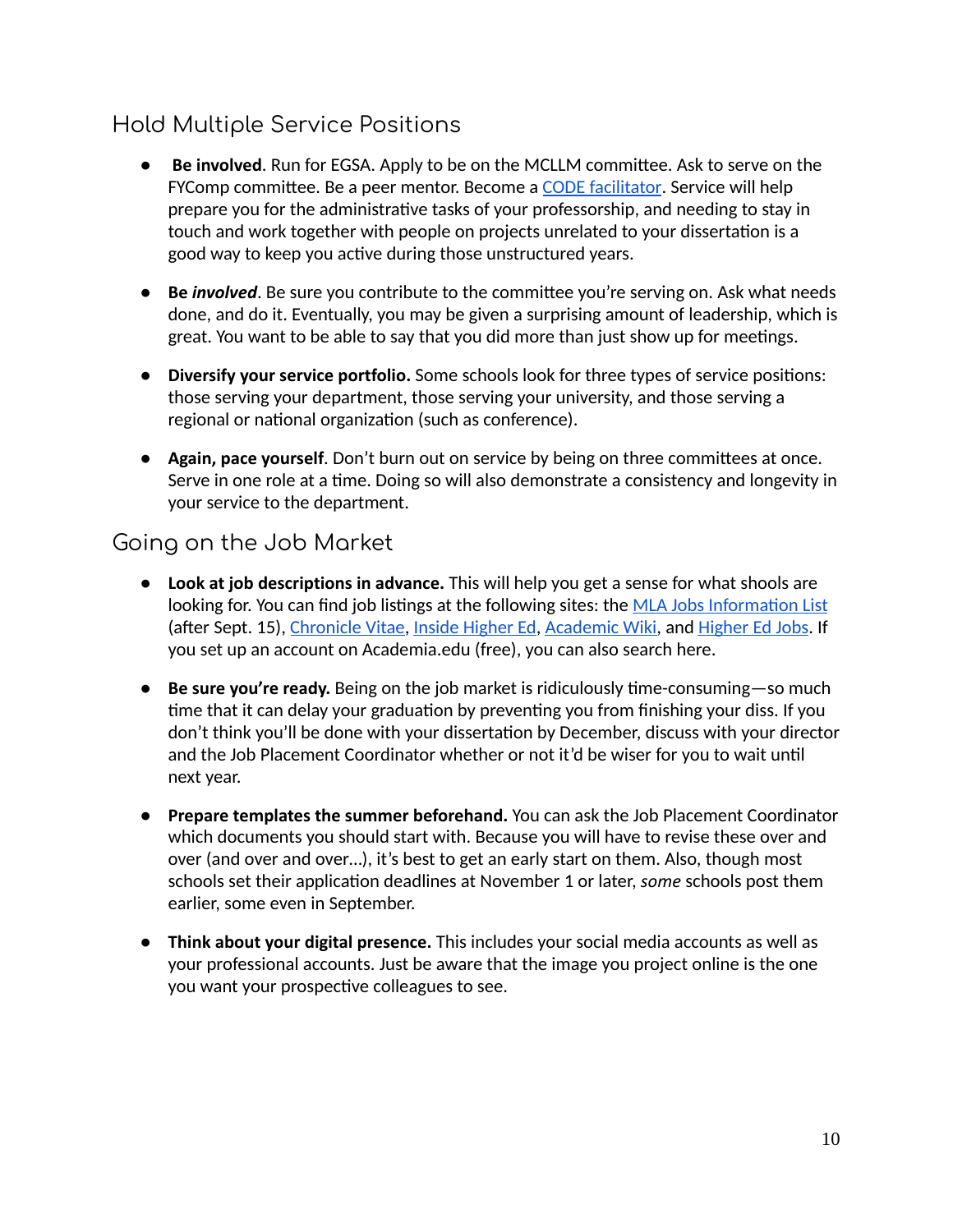## Hold Multiple Service Positions

- **Be involved**. Run for EGSA. Apply to be on the MCLLM committee. Ask to serve on the FYComp committee. Be a peer mentor. Become a CODE facilitator. Service will help prepare you for the administrative tasks of your professorship, and needing to stay in touch and work together with people on projects unrelated to your dissertation is a good way to keep you active during those unstructured years.

- **Be *involved***. Be sure you contribute to the committee you're serving on. Ask what needs done, and do it. Eventually, you may be given a surprising amount of leadership, which is great. You want to be able to say that you did more than just show up for meetings.

- **Diversify your service portfolio.** Some schools look for three types of service positions: those serving your department, those serving your university, and those serving a regional or national organization (such as conference).

- **Again, pace yourself**. Don't burn out on service by being on three committees at once. Serve in one role at a time. Doing so will also demonstrate a consistency and longevity in your service to the department.

## Going on the Job Market

- **Look at job descriptions in advance.** This will help you get a sense for what shools are looking for. You can find job listings at the following sites: the MLA Jobs Information List (after Sept. 15), Chronicle Vitae, Inside Higher Ed, Academic Wiki, and Higher Ed Jobs. If you set up an account on Academia.edu (free), you can also search here.

- **Be sure you're ready.** Being on the job market is ridiculously time-consuming—so much time that it can delay your graduation by preventing you from finishing your diss. If you don't think you'll be done with your dissertation by December, discuss with your director and the Job Placement Coordinator whether or not it'd be wiser for you to wait until next year.

- **Prepare templates the summer beforehand.** You can ask the Job Placement Coordinator which documents you should start with. Because you will have to revise these over and over (and over and over...), it's best to get an early start on them. Also, though most schools set their application deadlines at November 1 or later, *some* schools post them earlier, some even in September.

- **Think about your digital presence.** This includes your social media accounts as well as your professional accounts. Just be aware that the image you project online is the one you want your prospective colleagues to see.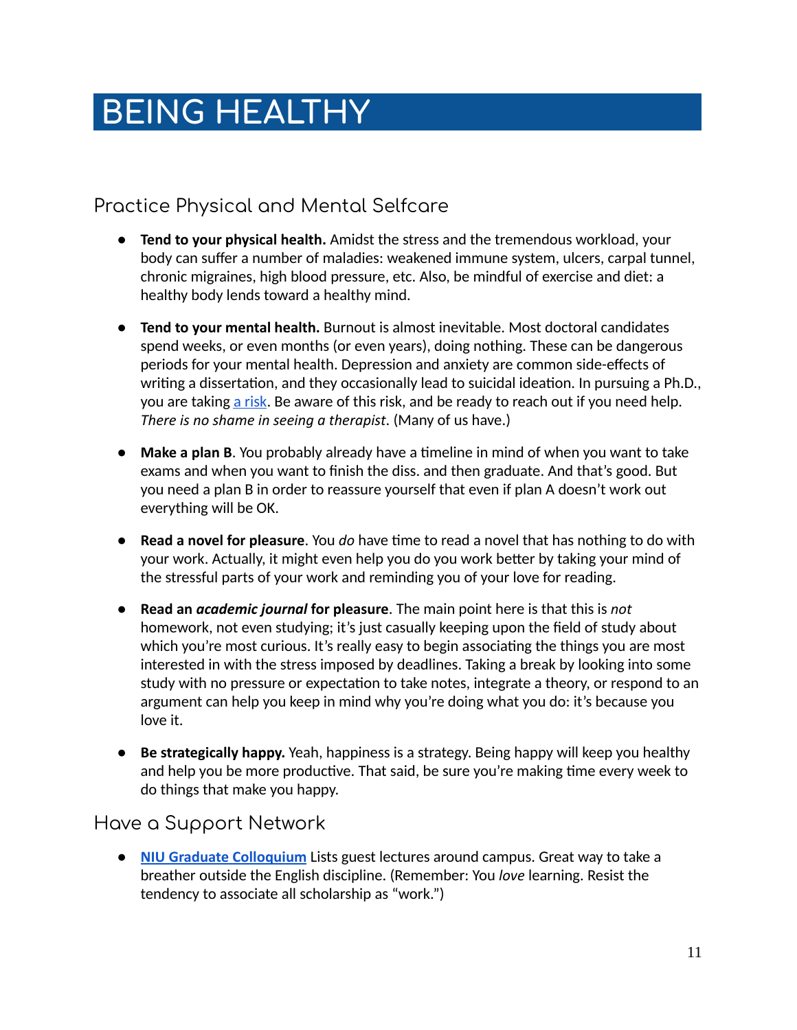# BEING HEALTHY

## Practice Physical and Mental Selfcare

- **Tend to your physical health.** Amidst the stress and the tremendous workload, your body can suffer a number of maladies: weakened immune system, ulcers, carpal tunnel, chronic migraines, high blood pressure, etc. Also, be mindful of exercise and diet: a healthy body lends toward a healthy mind.

- **Tend to your mental health.** Burnout is almost inevitable. Most doctoral candidates spend weeks, or even months (or even years), doing nothing. These can be dangerous periods for your mental health. Depression and anxiety are common side-effects of writing a dissertation, and they occasionally lead to suicidal ideation. In pursuing a Ph.D., you are taking a risk. Be aware of this risk, and be ready to reach out if you need help. *There is no shame in seeing a therapist*. (Many of us have.)

- **Make a plan B**. You probably already have a timeline in mind of when you want to take exams and when you want to finish the diss. and then graduate. And that's good. But you need a plan B in order to reassure yourself that even if plan A doesn't work out everything will be OK.

- **Read a novel for pleasure**. You *do* have time to read a novel that has nothing to do with your work. Actually, it might even help you do you work better by taking your mind of the stressful parts of your work and reminding you of your love for reading.

- **Read an *academic journal* for pleasure**. The main point here is that this is *not* homework, not even studying; it's just casually keeping upon the field of study about which you're most curious. It's really easy to begin associating the things you are most interested in with the stress imposed by deadlines. Taking a break by looking into some study with no pressure or expectation to take notes, integrate a theory, or respond to an argument can help you keep in mind why you're doing what you do: it's because you love it.

- **Be strategically happy.** Yeah, happiness is a strategy. Being happy will keep you healthy and help you be more productive. That said, be sure you're making time every week to do things that make you happy.

## Have a Support Network

- **NIU Graduate Colloquium** Lists guest lectures around campus. Great way to take a breather outside the English discipline. (Remember: You *love* learning. Resist the tendency to associate all scholarship as "work.")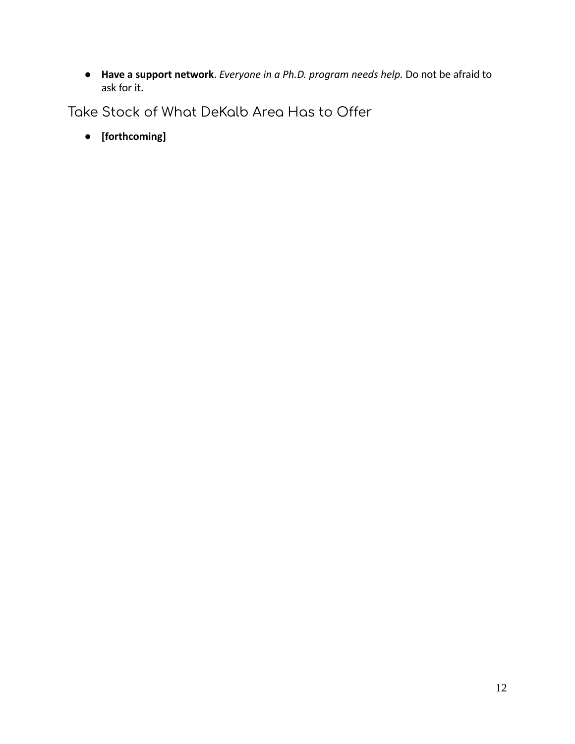- **Have a support network**. *Everyone in a Ph.D. program needs help.* Do not be afraid to ask for it.

## Take Stock of What DeKalb Area Has to Offer

- **[forthcoming]**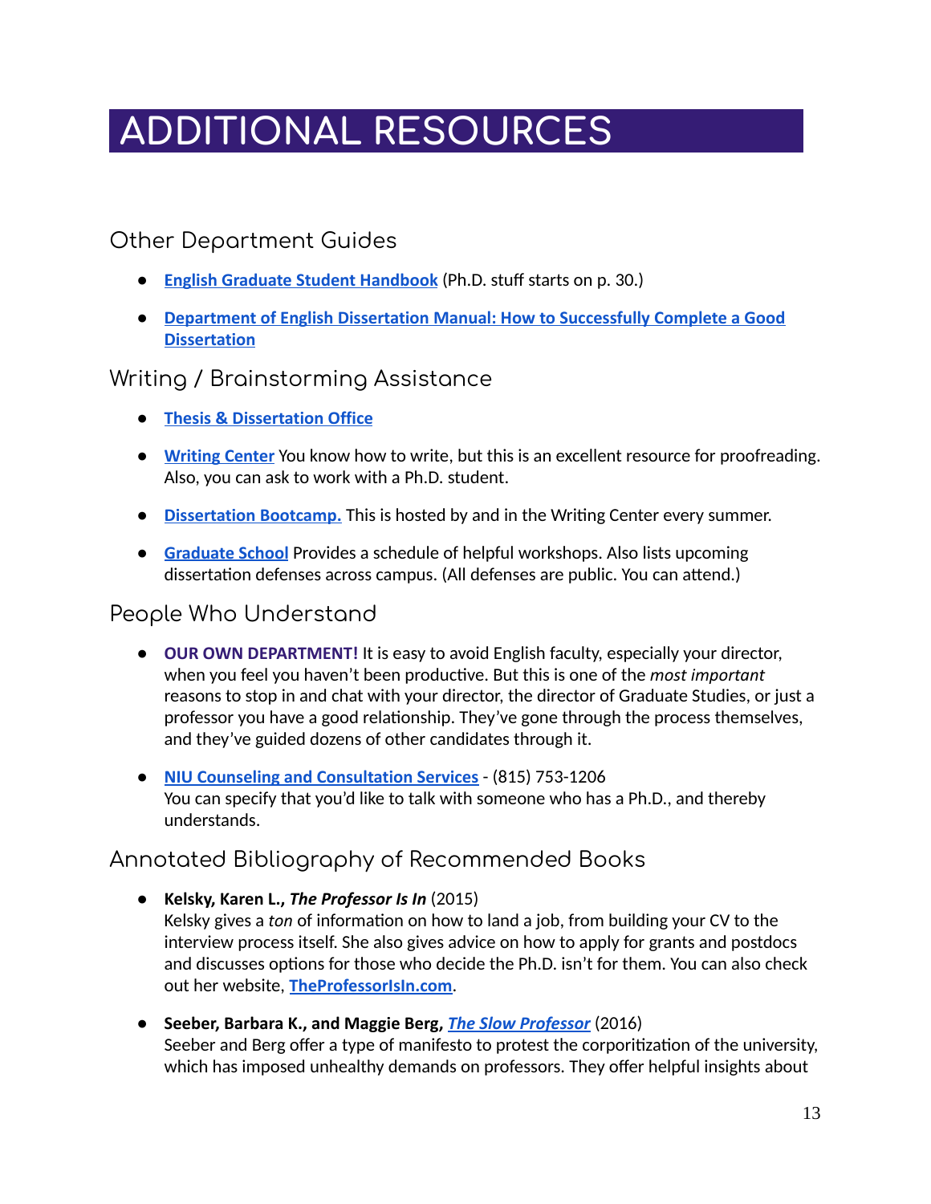# ADDITIONAL RESOURCES

## Other Department Guides

- **English Graduate Student Handbook** (Ph.D. stuff starts on p. 30.)
- **Department of English Dissertation Manual: How to Successfully Complete a Good Dissertation**

## Writing / Brainstorming Assistance

- **Thesis & Dissertation Office**
- **Writing Center** You know how to write, but this is an excellent resource for proofreading. Also, you can ask to work with a Ph.D. student.
- **Dissertation Bootcamp.** This is hosted by and in the Writing Center every summer.
- **Graduate School** Provides a schedule of helpful workshops. Also lists upcoming dissertation defenses across campus. (All defenses are public. You can attend.)

## People Who Understand

- **OUR OWN DEPARTMENT!** It is easy to avoid English faculty, especially your director, when you feel you haven't been productive. But this is one of the *most important* reasons to stop in and chat with your director, the director of Graduate Studies, or just a professor you have a good relationship. They've gone through the process themselves, and they've guided dozens of other candidates through it.
- **NIU Counseling and Consultation Services** - (815) 753-1206
  You can specify that you'd like to talk with someone who has a Ph.D., and thereby understands.

## Annotated Bibliography of Recommended Books

- **Kelsky, Karen L., *The Professor Is In*** (2015)
  Kelsky gives a *ton* of information on how to land a job, from building your CV to the interview process itself. She also gives advice on how to apply for grants and postdocs and discusses options for those who decide the Ph.D. isn't for them. You can also check out her website, **TheProfessorIsIn.com**.
- **Seeber, Barbara K., and Maggie Berg, *The Slow Professor*** (2016)
  Seeber and Berg offer a type of manifesto to protest the corporitization of the university, which has imposed unhealthy demands on professors. They offer helpful insights about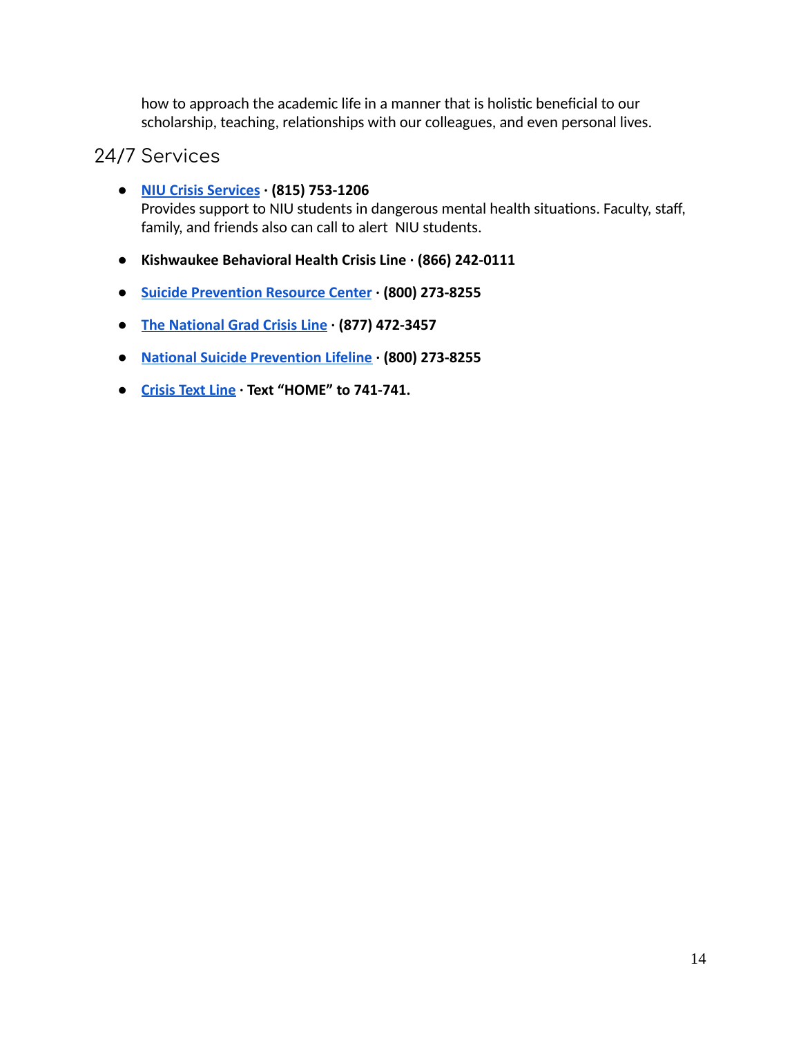how to approach the academic life in a manner that is holistic beneficial to our scholarship, teaching, relationships with our colleagues, and even personal lives.

## 24/7 Services

- **NIU Crisis Services · (815) 753-1206**
  Provides support to NIU students in dangerous mental health situations. Faculty, staff, family, and friends also can call to alert NIU students.
- **Kishwaukee Behavioral Health Crisis Line · (866) 242-0111**
- **Suicide Prevention Resource Center · (800) 273-8255**
- **The National Grad Crisis Line · (877) 472-3457**
- **National Suicide Prevention Lifeline · (800) 273-8255**
- **Crisis Text Line · Text "HOME" to 741-741.**